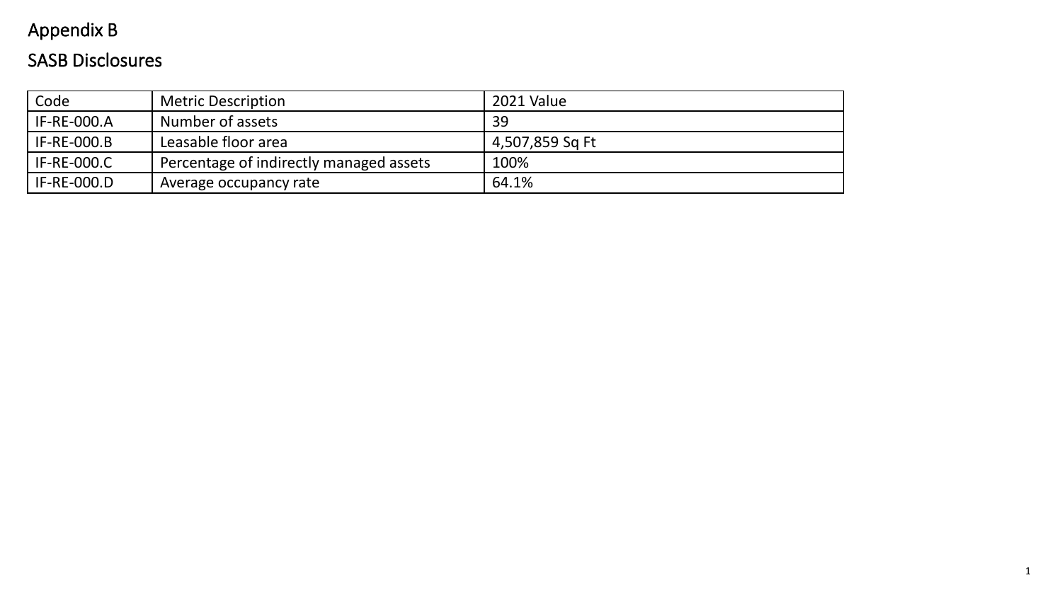# Appendix B

## SASB Disclosures

| Code | Metric Description | 2021 Value |
|---|---|---|
| IF-RE-000.A | Number of assets | 39 |
| IF-RE-000.B | Leasable floor area | 4,507,859 Sq Ft |
| IF-RE-000.C | Percentage of indirectly managed assets | 100% |
| IF-RE-000.D | Average occupancy rate | 64.1% |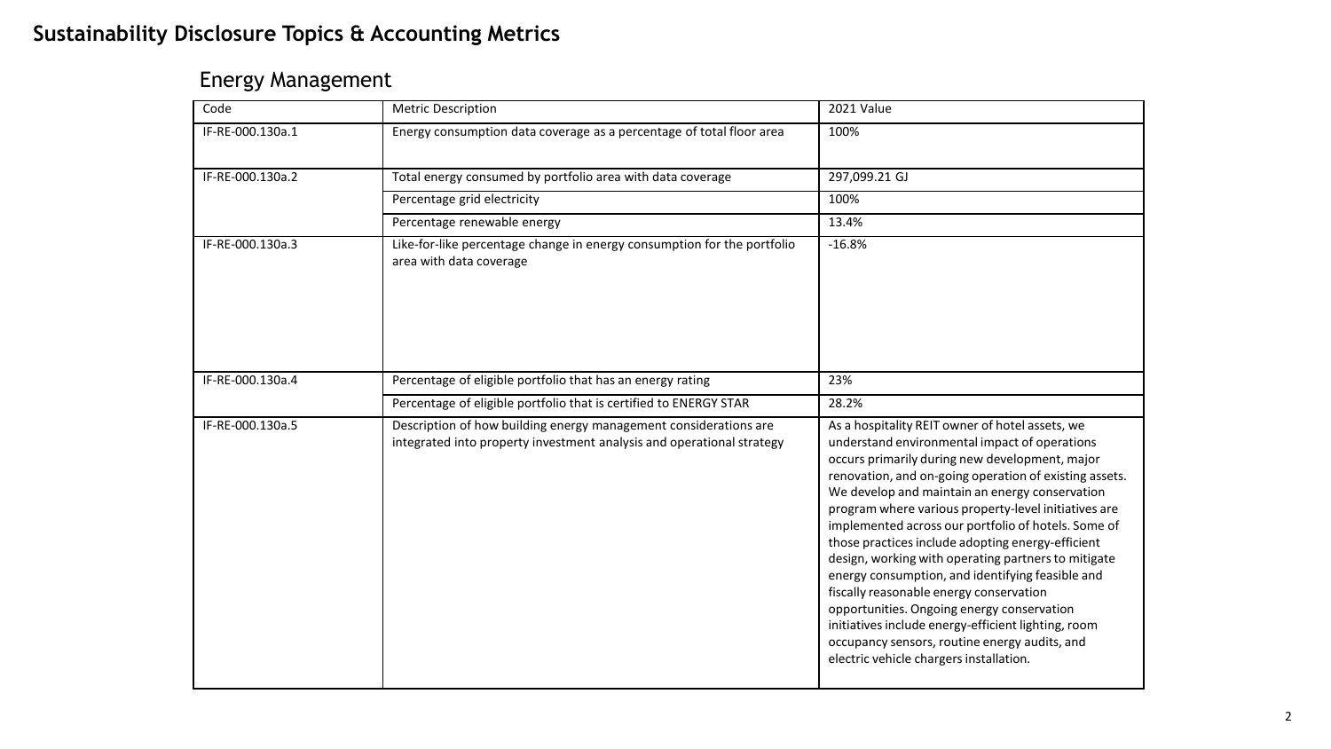# Sustainability Disclosure Topics & Accounting Metrics

## Energy Management

| Code | Metric Description | 2021 Value |
| --- | --- | --- |
| IF-RE-000.130a.1 | Energy consumption data coverage as a percentage of total floor area | 100% |
| IF-RE-000.130a.2 | Total energy consumed by portfolio area with data coverage | 297,099.21 GJ |
| | Percentage grid electricity | 100% |
| | Percentage renewable energy | 13.4% |
| IF-RE-000.130a.3 | Like-for-like percentage change in energy consumption for the portfolio area with data coverage | -16.8% |
| IF-RE-000.130a.4 | Percentage of eligible portfolio that has an energy rating | 23% |
| | Percentage of eligible portfolio that is certified to ENERGY STAR | 28.2% |
| IF-RE-000.130a.5 | Description of how building energy management considerations are integrated into property investment analysis and operational strategy | As a hospitality REIT owner of hotel assets, we understand environmental impact of operations occurs primarily during new development, major renovation, and on-going operation of existing assets. We develop and maintain an energy conservation program where various property-level initiatives are implemented across our portfolio of hotels. Some of those practices include adopting energy-efficient design, working with operating partners to mitigate energy consumption, and identifying feasible and fiscally reasonable energy conservation opportunities. Ongoing energy conservation initiatives include energy-efficient lighting, room occupancy sensors, routine energy audits, and electric vehicle chargers installation. |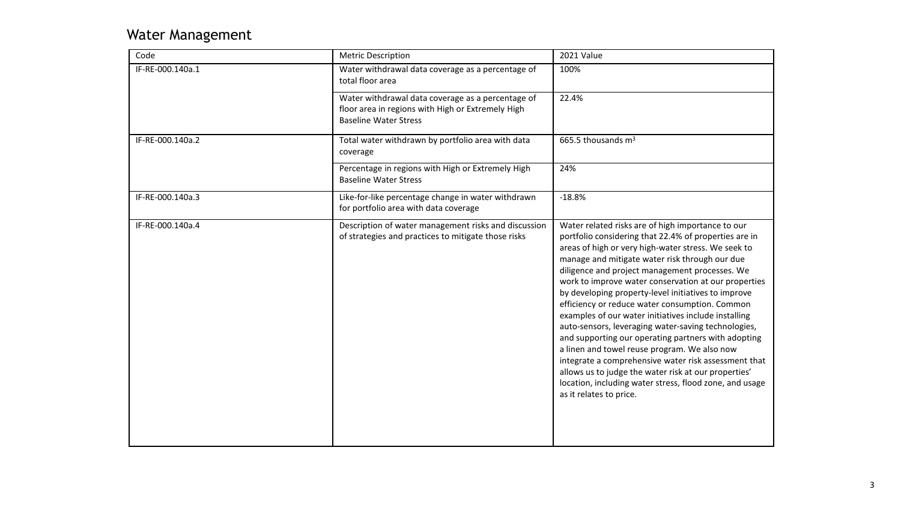## Water Management

| Code | Metric Description | 2021 Value |
|---|---|---|
| IF-RE-000.140a.1 | Water withdrawal data coverage as a percentage of total floor area | 100% |
| | Water withdrawal data coverage as a percentage of floor area in regions with High or Extremely High Baseline Water Stress | 22.4% |
| IF-RE-000.140a.2 | Total water withdrawn by portfolio area with data coverage | 665.5 thousands $m^3$ |
| | Percentage in regions with High or Extremely High Baseline Water Stress | 24% |
| IF-RE-000.140a.3 | Like-for-like percentage change in water withdrawn for portfolio area with data coverage | -18.8% |
| IF-RE-000.140a.4 | Description of water management risks and discussion of strategies and practices to mitigate those risks | Water related risks are of high importance to our portfolio considering that 22.4% of properties are in areas of high or very high-water stress. We seek to manage and mitigate water risk through our due diligence and project management processes. We work to improve water conservation at our properties by developing property-level initiatives to improve efficiency or reduce water consumption. Common examples of our water initiatives include installing auto-sensors, leveraging water-saving technologies, and supporting our operating partners with adopting a linen and towel reuse program. We also now integrate a comprehensive water risk assessment that allows us to judge the water risk at our properties' location, including water stress, flood zone, and usage as it relates to price. |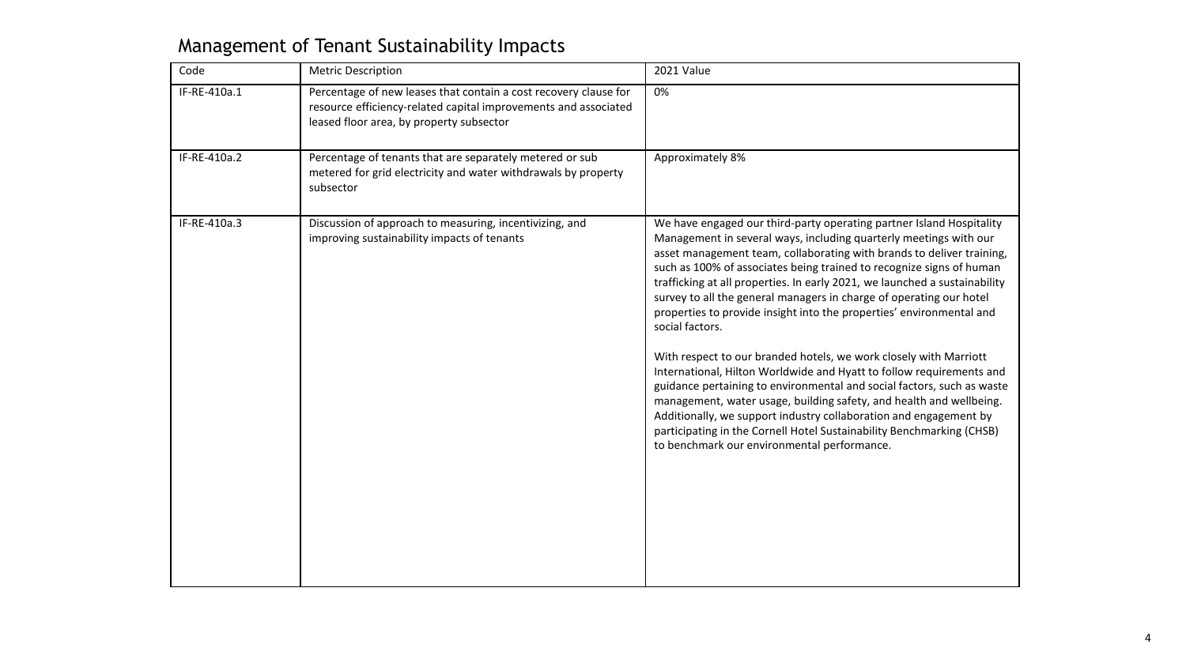# Management of Tenant Sustainability Impacts

| Code | Metric Description | 2021 Value |
| --- | --- | --- |
| IF-RE-410a.1 | Percentage of new leases that contain a cost recovery clause for resource efficiency-related capital improvements and associated leased floor area, by property subsector | 0% |
| IF-RE-410a.2 | Percentage of tenants that are separately metered or sub metered for grid electricity and water withdrawals by property subsector | Approximately 8% |
| IF-RE-410a.3 | Discussion of approach to measuring, incentivizing, and improving sustainability impacts of tenants | We have engaged our third-party operating partner Island Hospitality Management in several ways, including quarterly meetings with our asset management team, collaborating with brands to deliver training, such as 100% of associates being trained to recognize signs of human trafficking at all properties. In early 2021, we launched a sustainability survey to all the general managers in charge of operating our hotel properties to provide insight into the properties' environmental and social factors.<br><br>With respect to our branded hotels, we work closely with Marriott International, Hilton Worldwide and Hyatt to follow requirements and guidance pertaining to environmental and social factors, such as waste management, water usage, building safety, and health and wellbeing. Additionally, we support industry collaboration and engagement by participating in the Cornell Hotel Sustainability Benchmarking (CHSB) to benchmark our environmental performance. |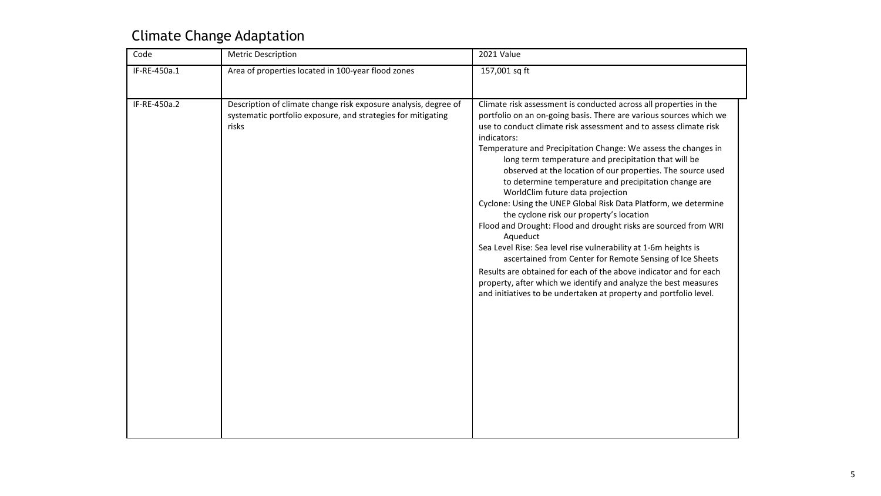## Climate Change Adaptation

| Code | Metric Description | 2021 Value |
| --- | --- | --- |
| IF-RE-450a.1 | Area of properties located in 100-year flood zones | 157,001 sq ft |
| IF-RE-450a.2 | Description of climate change risk exposure analysis, degree of systematic portfolio exposure, and strategies for mitigating risks | Climate risk assessment is conducted across all properties in the portfolio on an on-going basis. There are various sources which we use to conduct climate risk assessment and to assess climate risk indicators:<br>Temperature and Precipitation Change: We assess the changes in long term temperature and precipitation that will be observed at the location of our properties. The source used to determine temperature and precipitation change are WorldClim future data projection<br>Cyclone: Using the UNEP Global Risk Data Platform, we determine the cyclone risk our property's location<br>Flood and Drought: Flood and drought risks are sourced from WRI Aqueduct<br>Sea Level Rise: Sea level rise vulnerability at 1-6m heights is ascertained from Center for Remote Sensing of Ice Sheets<br>Results are obtained for each of the above indicator and for each property, after which we identify and analyze the best measures and initiatives to be undertaken at property and portfolio level. |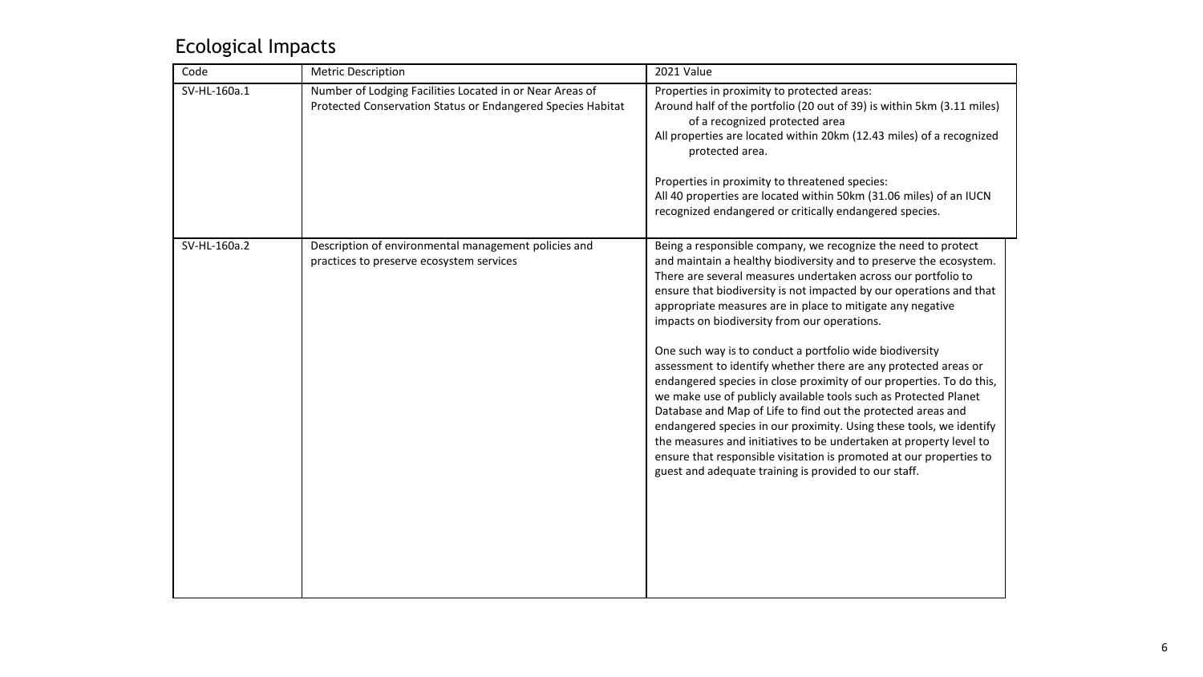## Ecological Impacts

| Code | Metric Description | 2021 Value |
|---|---|---|
| SV-HL-160a.1 | Number of Lodging Facilities Located in or Near Areas of Protected Conservation Status or Endangered Species Habitat | Properties in proximity to protected areas:<br>Around half of the portfolio (20 out of 39) is within 5km (3.11 miles) of a recognized protected area<br>All properties are located within 20km (12.43 miles) of a recognized protected area.<br><br>Properties in proximity to threatened species:<br>All 40 properties are located within 50km (31.06 miles) of an IUCN recognized endangered or critically endangered species. |
| SV-HL-160a.2 | Description of environmental management policies and practices to preserve ecosystem services | Being a responsible company, we recognize the need to protect and maintain a healthy biodiversity and to preserve the ecosystem. There are several measures undertaken across our portfolio to ensure that biodiversity is not impacted by our operations and that appropriate measures are in place to mitigate any negative impacts on biodiversity from our operations.<br><br>One such way is to conduct a portfolio wide biodiversity assessment to identify whether there are any protected areas or endangered species in close proximity of our properties. To do this, we make use of publicly available tools such as Protected Planet Database and Map of Life to find out the protected areas and endangered species in our proximity. Using these tools, we identify the measures and initiatives to be undertaken at property level to ensure that responsible visitation is promoted at our properties to guest and adequate training is provided to our staff. |